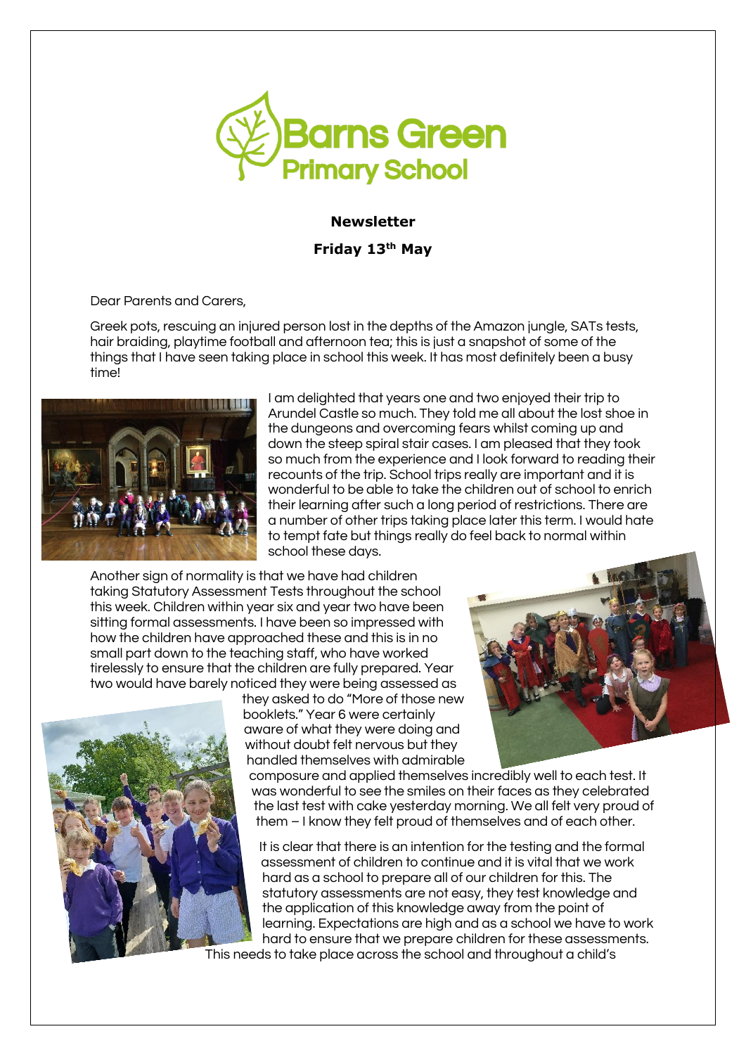# Barns Green Primary School

**Newsletter**

**Friday 13th May**

Dear Parents and Carers,

Greek pots, rescuing an injured person lost in the depths of the Amazon jungle, SATs tests, hair braiding, playtime football and afternoon tea; this is just a snapshot of some of the things that I have seen taking place in school this week. It has most definitely been a busy time!

I am delighted that years one and two enjoyed their trip to Arundel Castle so much. They told me all about the lost shoe in the dungeons and overcoming fears whilst coming up and down the steep spiral stair cases. I am pleased that they took so much from the experience and I look forward to reading their recounts of the trip. School trips really are important and it is wonderful to be able to take the children out of school to enrich their learning after such a long period of restrictions. There are a number of other trips taking place later this term. I would hate to tempt fate but things really do feel back to normal within school these days.

Another sign of normality is that we have had children taking Statutory Assessment Tests throughout the school this week. Children within year six and year two have been sitting formal assessments. I have been so impressed with how the children have approached these and this is in no small part down to the teaching staff, who have worked tirelessly to ensure that the children are fully prepared. Year two would have barely noticed they were being assessed as they asked to do "More of those new booklets." Year 6 were certainly aware of what they were doing and without doubt felt nervous but they handled themselves with admirable composure and applied themselves incredibly well to each test. It was wonderful to see the smiles on their faces as they celebrated the last test with cake yesterday morning. We all felt very proud of them – I know they felt proud of themselves and of each other.

It is clear that there is an intention for the testing and the formal assessment of children to continue and it is vital that we work hard as a school to prepare all of our children for this. The statutory assessments are not easy, they test knowledge and the application of this knowledge away from the point of learning. Expectations are high and as a school we have to work hard to ensure that we prepare children for these assessments. This needs to take place across the school and throughout a child's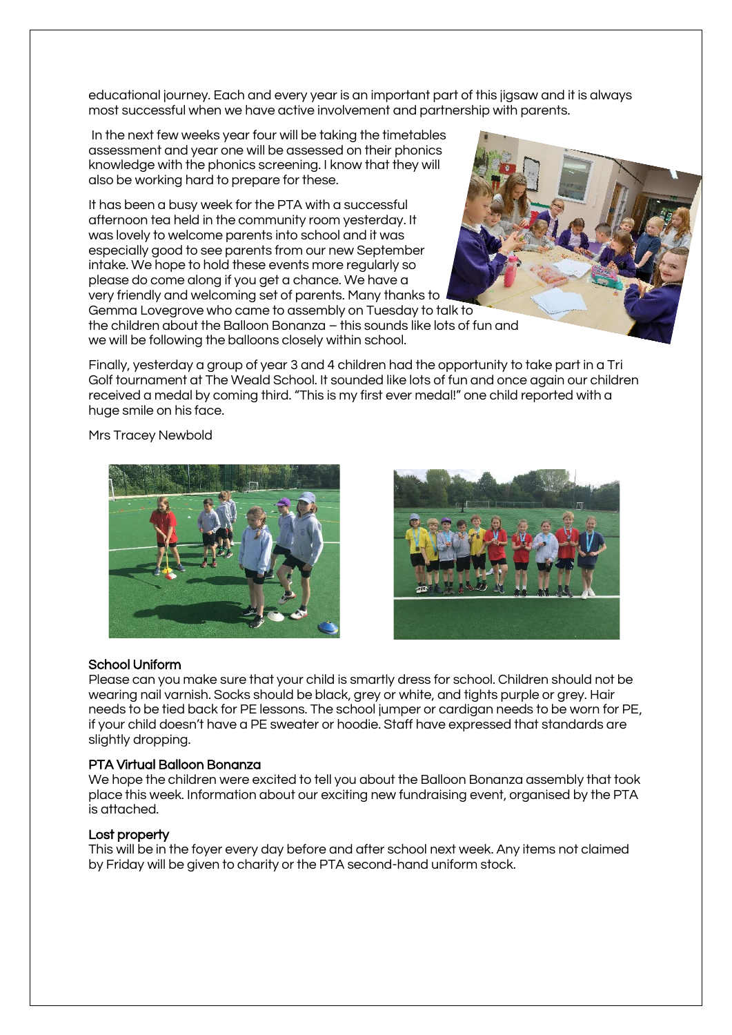educational journey. Each and every year is an important part of this jigsaw and it is always most successful when we have active involvement and partnership with parents.

In the next few weeks year four will be taking the timetables assessment and year one will be assessed on their phonics knowledge with the phonics screening. I know that they will also be working hard to prepare for these.

It has been a busy week for the PTA with a successful afternoon tea held in the community room yesterday. It was lovely to welcome parents into school and it was especially good to see parents from our new September intake. We hope to hold these events more regularly so please do come along if you get a chance. We have a very friendly and welcoming set of parents. Many thanks to Gemma Lovegrove who came to assembly on Tuesday to talk to the children about the Balloon Bonanza – this sounds like lots of fun and we will be following the balloons closely within school.

Finally, yesterday a group of year 3 and 4 children had the opportunity to take part in a Tri Golf tournament at The Weald School. It sounded like lots of fun and once again our children received a medal by coming third. "This is my first ever medal!" one child reported with a huge smile on his face.

Mrs Tracey Newbold

### School Uniform

Please can you make sure that your child is smartly dress for school. Children should not be wearing nail varnish. Socks should be black, grey or white, and tights purple or grey. Hair needs to be tied back for PE lessons. The school jumper or cardigan needs to be worn for PE, if your child doesn't have a PE sweater or hoodie. Staff have expressed that standards are slightly dropping.

### PTA Virtual Balloon Bonanza

We hope the children were excited to tell you about the Balloon Bonanza assembly that took place this week. Information about our exciting new fundraising event, organised by the PTA is attached.

### Lost property

This will be in the foyer every day before and after school next week. Any items not claimed by Friday will be given to charity or the PTA second-hand uniform stock.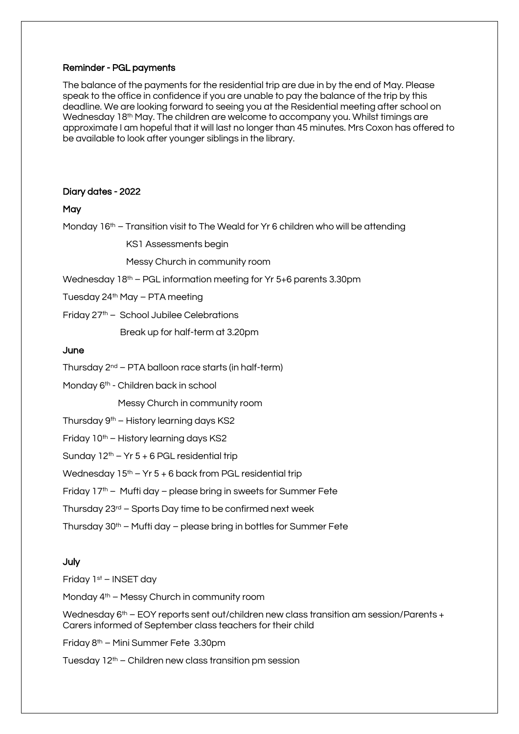### Reminder - PGL payments

The balance of the payments for the residential trip are due in by the end of May. Please speak to the office in confidence if you are unable to pay the balance of the trip by this deadline. We are looking forward to seeing you at the Residential meeting after school on Wednesday 18th May. The children are welcome to accompany you. Whilst timings are approximate I am hopeful that it will last no longer than 45 minutes. Mrs Coxon has offered to be available to look after younger siblings in the library.

### Diary dates - 2022

#### May

Monday 16th – Transition visit to The Weald for Yr 6 children who will be attending

KS1 Assessments begin

Messy Church in community room

Wednesday 18th – PGL information meeting for Yr 5+6 parents 3.30pm

Tuesday 24th May – PTA meeting

Friday 27th – School Jubilee Celebrations

Break up for half-term at 3.20pm

#### June

Thursday 2nd – PTA balloon race starts (in half-term)

Monday 6th - Children back in school

Messy Church in community room

Thursday 9th – History learning days KS2

Friday 10th – History learning days KS2

Sunday 12th – Yr 5 + 6 PGL residential trip

Wednesday 15th – Yr 5 + 6 back from PGL residential trip

Friday 17th – Mufti day – please bring in sweets for Summer Fete

Thursday 23rd – Sports Day time to be confirmed next week

Thursday 30th – Mufti day – please bring in bottles for Summer Fete

#### July

Friday 1st – INSET day

Monday 4th – Messy Church in community room

Wednesday 6th – EOY reports sent out/children new class transition am session/Parents + Carers informed of September class teachers for their child

Friday 8th – Mini Summer Fete 3.30pm

Tuesday 12th – Children new class transition pm session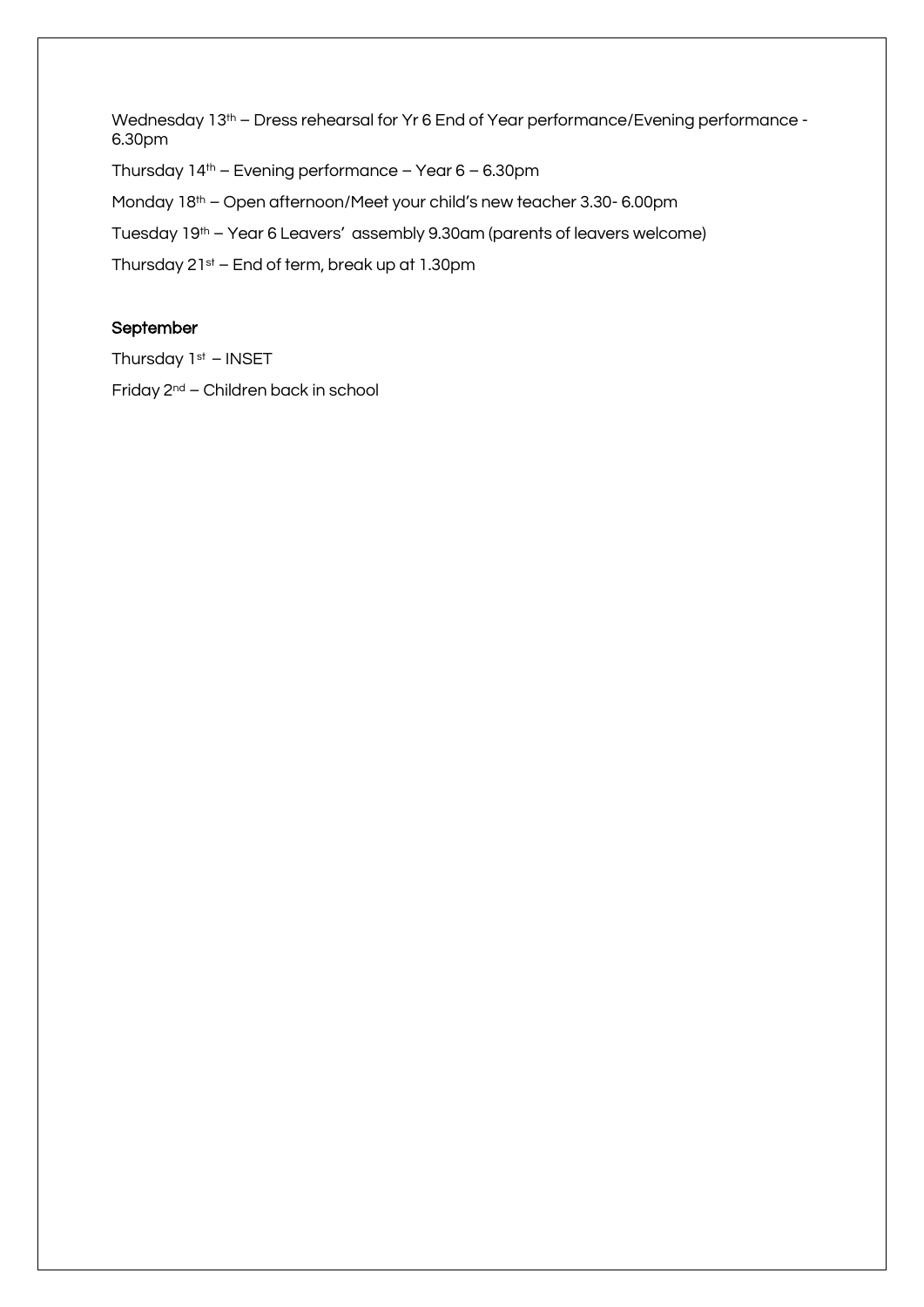Wednesday 13th – Dress rehearsal for Yr 6 End of Year performance/Evening performance - 6.30pm

Thursday 14th – Evening performance – Year 6 – 6.30pm

Monday 18th – Open afternoon/Meet your child's new teacher 3.30- 6.00pm

Tuesday 19th – Year 6 Leavers' assembly 9.30am (parents of leavers welcome)

Thursday 21st – End of term, break up at 1.30pm

**September**

Thursday 1st – INSET

Friday 2nd – Children back in school